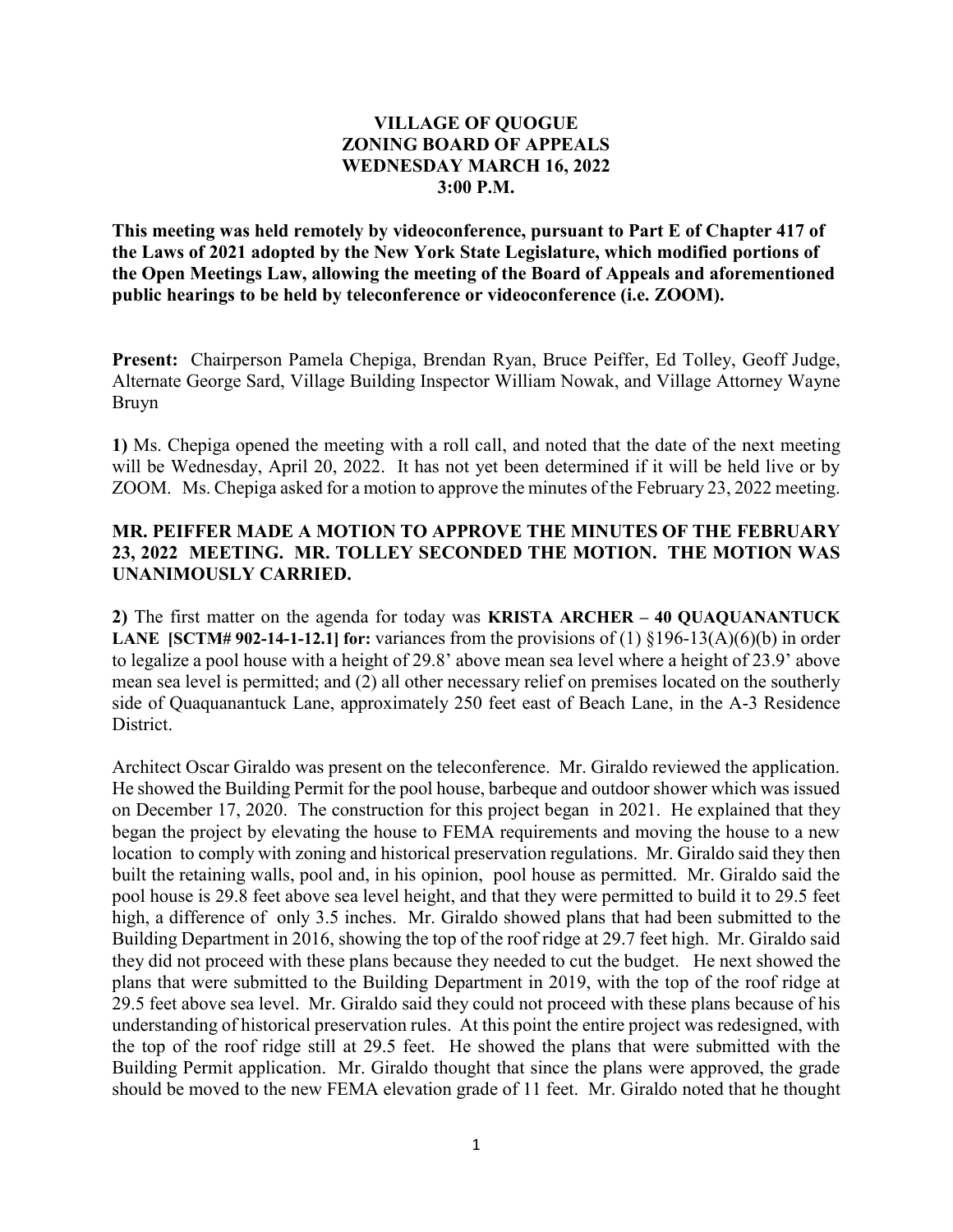**VILLAGE OF QUOGUE**
**ZONING BOARD OF APPEALS**
**WEDNESDAY MARCH 16, 2022**
**3:00 P.M.**

**This meeting was held remotely by videoconference, pursuant to Part E of Chapter 417 of the Laws of 2021 adopted by the New York State Legislature, which modified portions of the Open Meetings Law, allowing the meeting of the Board of Appeals and aforementioned public hearings to be held by teleconference or videoconference (i.e. ZOOM).**

**Present:** Chairperson Pamela Chepiga, Brendan Ryan, Bruce Peiffer, Ed Tolley, Geoff Judge, Alternate George Sard, Village Building Inspector William Nowak, and Village Attorney Wayne Bruyn

**1)** Ms. Chepiga opened the meeting with a roll call, and noted that the date of the next meeting will be Wednesday, April 20, 2022. It has not yet been determined if it will be held live or by ZOOM. Ms. Chepiga asked for a motion to approve the minutes of the February 23, 2022 meeting.

**MR. PEIFFER MADE A MOTION TO APPROVE THE MINUTES OF THE FEBRUARY 23, 2022 MEETING. MR. TOLLEY SECONDED THE MOTION. THE MOTION WAS UNANIMOUSLY CARRIED.**

**2)** The first matter on the agenda for today was **KRISTA ARCHER – 40 QUAQUANANTUCK LANE [SCTM# 902-14-1-12.1] for:** variances from the provisions of (1) §196-13(A)(6)(b) in order to legalize a pool house with a height of 29.8' above mean sea level where a height of 23.9' above mean sea level is permitted; and (2) all other necessary relief on premises located on the southerly side of Quaquanantuck Lane, approximately 250 feet east of Beach Lane, in the A-3 Residence District.

Architect Oscar Giraldo was present on the teleconference. Mr. Giraldo reviewed the application. He showed the Building Permit for the pool house, barbeque and outdoor shower which was issued on December 17, 2020. The construction for this project began in 2021. He explained that they began the project by elevating the house to FEMA requirements and moving the house to a new location to comply with zoning and historical preservation regulations. Mr. Giraldo said they then built the retaining walls, pool and, in his opinion, pool house as permitted. Mr. Giraldo said the pool house is 29.8 feet above sea level height, and that they were permitted to build it to 29.5 feet high, a difference of only 3.5 inches. Mr. Giraldo showed plans that had been submitted to the Building Department in 2016, showing the top of the roof ridge at 29.7 feet high. Mr. Giraldo said they did not proceed with these plans because they needed to cut the budget. He next showed the plans that were submitted to the Building Department in 2019, with the top of the roof ridge at 29.5 feet above sea level. Mr. Giraldo said they could not proceed with these plans because of his understanding of historical preservation rules. At this point the entire project was redesigned, with the top of the roof ridge still at 29.5 feet. He showed the plans that were submitted with the Building Permit application. Mr. Giraldo thought that since the plans were approved, the grade should be moved to the new FEMA elevation grade of 11 feet. Mr. Giraldo noted that he thought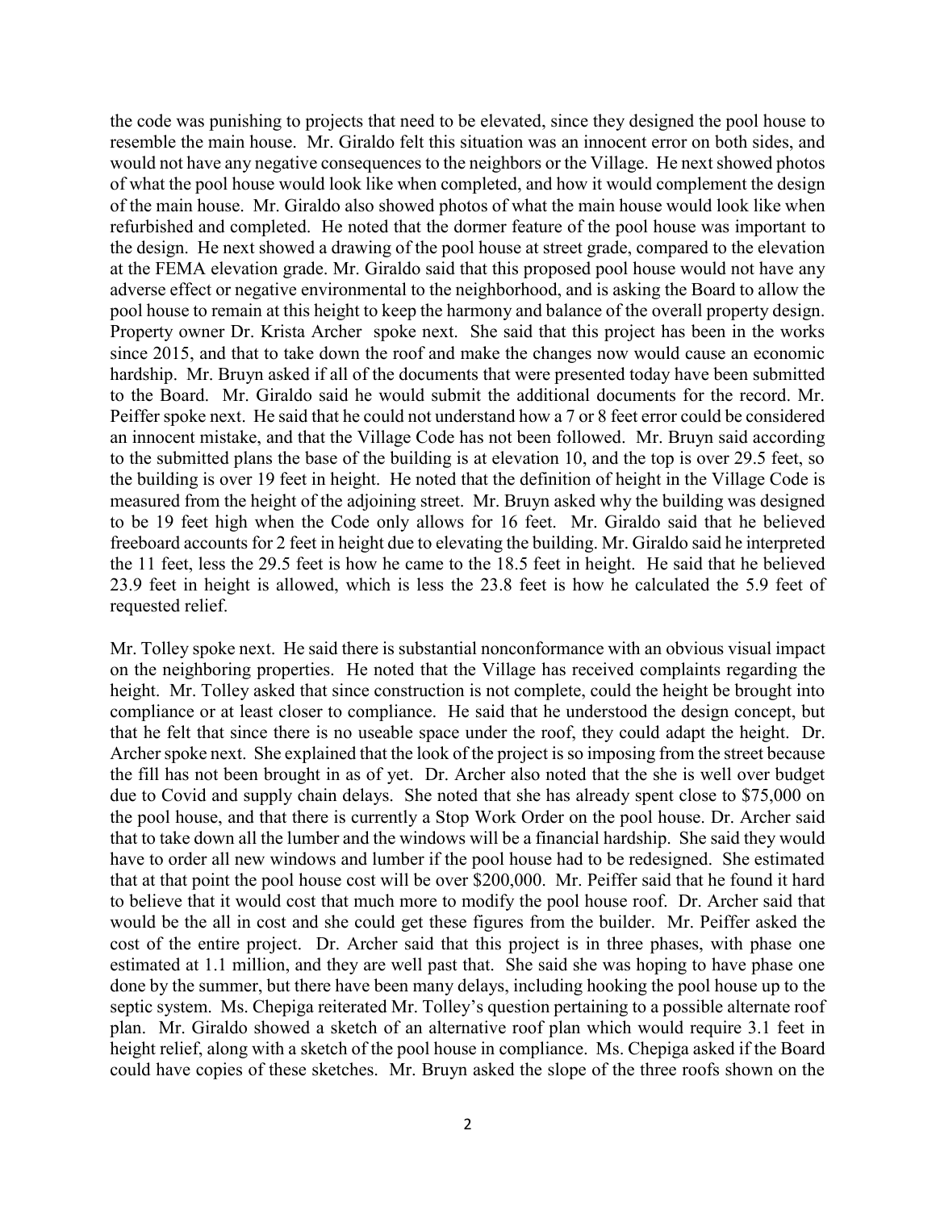the code was punishing to projects that need to be elevated, since they designed the pool house to resemble the main house. Mr. Giraldo felt this situation was an innocent error on both sides, and would not have any negative consequences to the neighbors or the Village. He next showed photos of what the pool house would look like when completed, and how it would complement the design of the main house. Mr. Giraldo also showed photos of what the main house would look like when refurbished and completed. He noted that the dormer feature of the pool house was important to the design. He next showed a drawing of the pool house at street grade, compared to the elevation at the FEMA elevation grade. Mr. Giraldo said that this proposed pool house would not have any adverse effect or negative environmental to the neighborhood, and is asking the Board to allow the pool house to remain at this height to keep the harmony and balance of the overall property design. Property owner Dr. Krista Archer spoke next. She said that this project has been in the works since 2015, and that to take down the roof and make the changes now would cause an economic hardship. Mr. Bruyn asked if all of the documents that were presented today have been submitted to the Board. Mr. Giraldo said he would submit the additional documents for the record. Mr. Peiffer spoke next. He said that he could not understand how a 7 or 8 feet error could be considered an innocent mistake, and that the Village Code has not been followed. Mr. Bruyn said according to the submitted plans the base of the building is at elevation 10, and the top is over 29.5 feet, so the building is over 19 feet in height. He noted that the definition of height in the Village Code is measured from the height of the adjoining street. Mr. Bruyn asked why the building was designed to be 19 feet high when the Code only allows for 16 feet. Mr. Giraldo said that he believed freeboard accounts for 2 feet in height due to elevating the building. Mr. Giraldo said he interpreted the 11 feet, less the 29.5 feet is how he came to the 18.5 feet in height. He said that he believed 23.9 feet in height is allowed, which is less the 23.8 feet is how he calculated the 5.9 feet of requested relief.

Mr. Tolley spoke next. He said there is substantial nonconformance with an obvious visual impact on the neighboring properties. He noted that the Village has received complaints regarding the height. Mr. Tolley asked that since construction is not complete, could the height be brought into compliance or at least closer to compliance. He said that he understood the design concept, but that he felt that since there is no useable space under the roof, they could adapt the height. Dr. Archer spoke next. She explained that the look of the project is so imposing from the street because the fill has not been brought in as of yet. Dr. Archer also noted that the she is well over budget due to Covid and supply chain delays. She noted that she has already spent close to $75,000 on the pool house, and that there is currently a Stop Work Order on the pool house. Dr. Archer said that to take down all the lumber and the windows will be a financial hardship. She said they would have to order all new windows and lumber if the pool house had to be redesigned. She estimated that at that point the pool house cost will be over $200,000. Mr. Peiffer said that he found it hard to believe that it would cost that much more to modify the pool house roof. Dr. Archer said that would be the all in cost and she could get these figures from the builder. Mr. Peiffer asked the cost of the entire project. Dr. Archer said that this project is in three phases, with phase one estimated at 1.1 million, and they are well past that. She said she was hoping to have phase one done by the summer, but there have been many delays, including hooking the pool house up to the septic system. Ms. Chepiga reiterated Mr. Tolley's question pertaining to a possible alternate roof plan. Mr. Giraldo showed a sketch of an alternative roof plan which would require 3.1 feet in height relief, along with a sketch of the pool house in compliance. Ms. Chepiga asked if the Board could have copies of these sketches. Mr. Bruyn asked the slope of the three roofs shown on the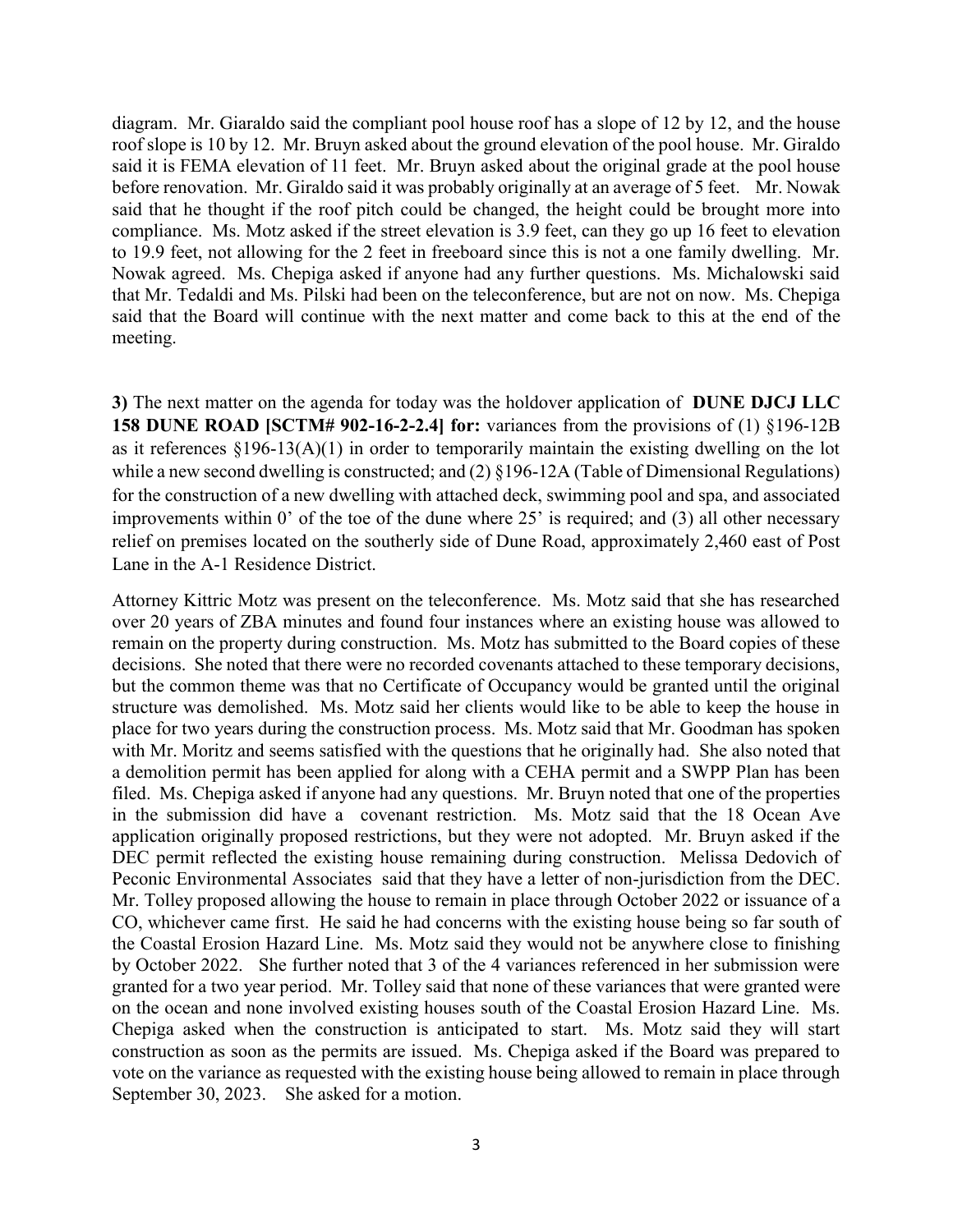diagram. Mr. Giaraldo said the compliant pool house roof has a slope of 12 by 12, and the house roof slope is 10 by 12. Mr. Bruyn asked about the ground elevation of the pool house. Mr. Giraldo said it is FEMA elevation of 11 feet. Mr. Bruyn asked about the original grade at the pool house before renovation. Mr. Giraldo said it was probably originally at an average of 5 feet. Mr. Nowak said that he thought if the roof pitch could be changed, the height could be brought more into compliance. Ms. Motz asked if the street elevation is 3.9 feet, can they go up 16 feet to elevation to 19.9 feet, not allowing for the 2 feet in freeboard since this is not a one family dwelling. Mr. Nowak agreed. Ms. Chepiga asked if anyone had any further questions. Ms. Michalowski said that Mr. Tedaldi and Ms. Pilski had been on the teleconference, but are not on now. Ms. Chepiga said that the Board will continue with the next matter and come back to this at the end of the meeting.

**3)** The next matter on the agenda for today was the holdover application of **DUNE DJCJ LLC 158 DUNE ROAD [SCTM# 902-16-2-2.4] for:** variances from the provisions of (1) §196-12B as it references §196-13(A)(1) in order to temporarily maintain the existing dwelling on the lot while a new second dwelling is constructed; and (2) §196-12A (Table of Dimensional Regulations) for the construction of a new dwelling with attached deck, swimming pool and spa, and associated improvements within 0' of the toe of the dune where 25' is required; and (3) all other necessary relief on premises located on the southerly side of Dune Road, approximately 2,460 east of Post Lane in the A-1 Residence District.

Attorney Kittric Motz was present on the teleconference. Ms. Motz said that she has researched over 20 years of ZBA minutes and found four instances where an existing house was allowed to remain on the property during construction. Ms. Motz has submitted to the Board copies of these decisions. She noted that there were no recorded covenants attached to these temporary decisions, but the common theme was that no Certificate of Occupancy would be granted until the original structure was demolished. Ms. Motz said her clients would like to be able to keep the house in place for two years during the construction process. Ms. Motz said that Mr. Goodman has spoken with Mr. Moritz and seems satisfied with the questions that he originally had. She also noted that a demolition permit has been applied for along with a CEHA permit and a SWPP Plan has been filed. Ms. Chepiga asked if anyone had any questions. Mr. Bruyn noted that one of the properties in the submission did have a covenant restriction. Ms. Motz said that the 18 Ocean Ave application originally proposed restrictions, but they were not adopted. Mr. Bruyn asked if the DEC permit reflected the existing house remaining during construction. Melissa Dedovich of Peconic Environmental Associates said that they have a letter of non-jurisdiction from the DEC. Mr. Tolley proposed allowing the house to remain in place through October 2022 or issuance of a CO, whichever came first. He said he had concerns with the existing house being so far south of the Coastal Erosion Hazard Line. Ms. Motz said they would not be anywhere close to finishing by October 2022. She further noted that 3 of the 4 variances referenced in her submission were granted for a two year period. Mr. Tolley said that none of these variances that were granted were on the ocean and none involved existing houses south of the Coastal Erosion Hazard Line. Ms. Chepiga asked when the construction is anticipated to start. Ms. Motz said they will start construction as soon as the permits are issued. Ms. Chepiga asked if the Board was prepared to vote on the variance as requested with the existing house being allowed to remain in place through September 30, 2023. She asked for a motion.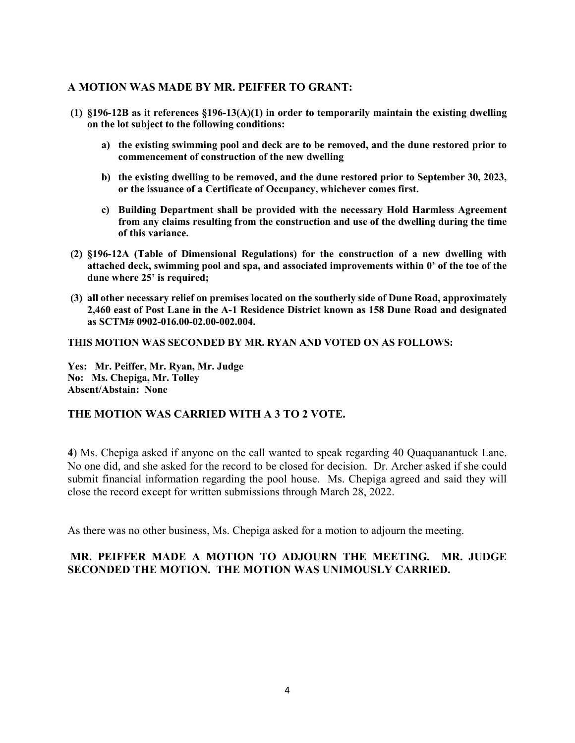**A MOTION WAS MADE BY MR. PEIFFER TO GRANT:**

**(1) §196-12B as it references §196-13(A)(1) in order to temporarily maintain the existing dwelling on the lot subject to the following conditions:**

   **a) the existing swimming pool and deck are to be removed, and the dune restored prior to commencement of construction of the new dwelling**

   **b) the existing dwelling to be removed, and the dune restored prior to September 30, 2023, or the issuance of a Certificate of Occupancy, whichever comes first.**

   **c) Building Department shall be provided with the necessary Hold Harmless Agreement from any claims resulting from the construction and use of the dwelling during the time of this variance.**

**(2) §196-12A (Table of Dimensional Regulations) for the construction of a new dwelling with attached deck, swimming pool and spa, and associated improvements within 0' of the toe of the dune where 25' is required;**

**(3) all other necessary relief on premises located on the southerly side of Dune Road, approximately 2,460 east of Post Lane in the A-1 Residence District known as 158 Dune Road and designated as SCTM# 0902-016.00-02.00-002.004.**

**THIS MOTION WAS SECONDED BY MR. RYAN AND VOTED ON AS FOLLOWS:**

**Yes: Mr. Peiffer, Mr. Ryan, Mr. Judge**
**No: Ms. Chepiga, Mr. Tolley**
**Absent/Abstain: None**

**THE MOTION WAS CARRIED WITH A 3 TO 2 VOTE.**

**4**) Ms. Chepiga asked if anyone on the call wanted to speak regarding 40 Quaquanantuck Lane. No one did, and she asked for the record to be closed for decision. Dr. Archer asked if she could submit financial information regarding the pool house. Ms. Chepiga agreed and said they will close the record except for written submissions through March 28, 2022.

As there was no other business, Ms. Chepiga asked for a motion to adjourn the meeting.

**MR. PEIFFER MADE A MOTION TO ADJOURN THE MEETING. MR. JUDGE SECONDED THE MOTION. THE MOTION WAS UNIMOUSLY CARRIED.**